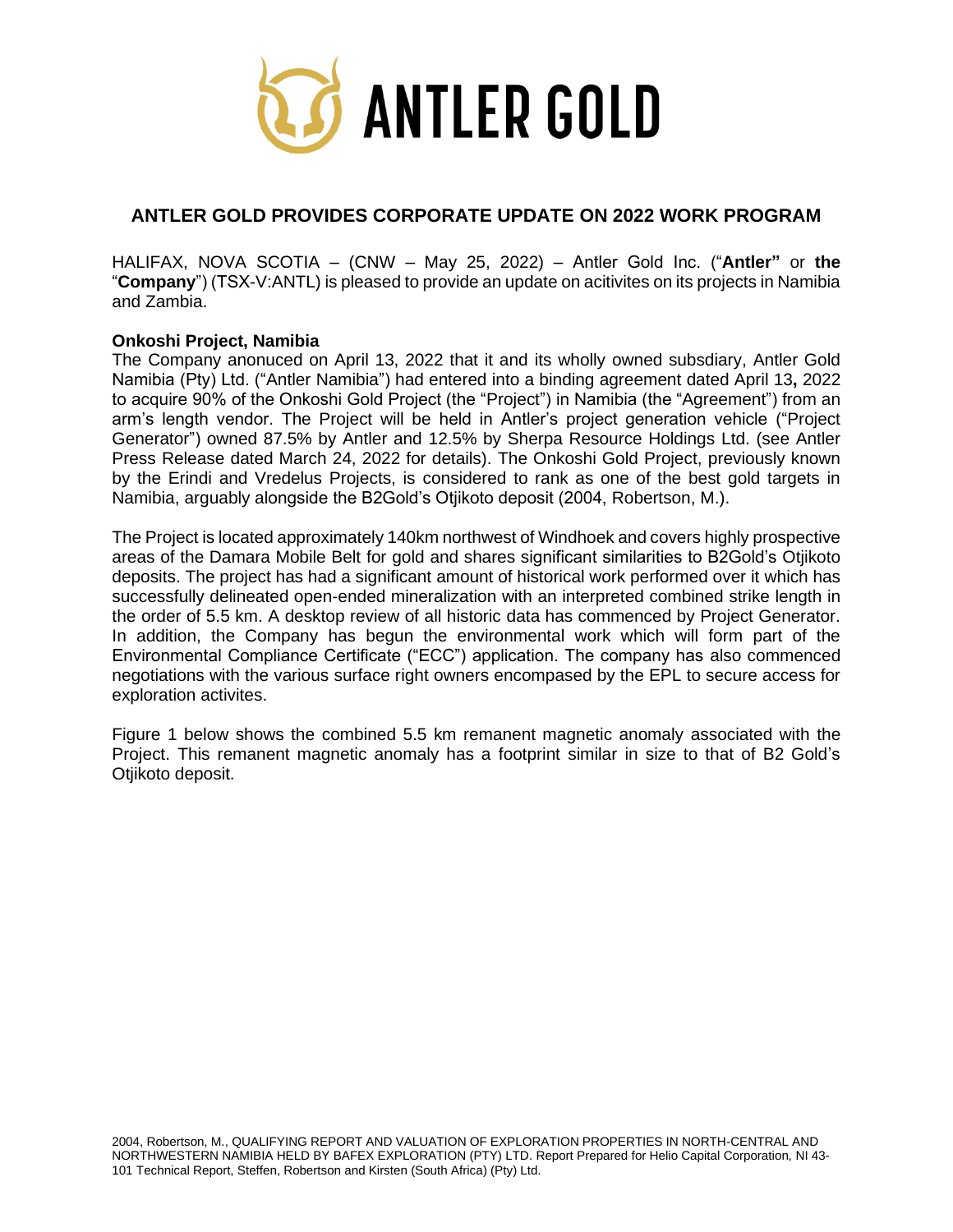# ANTLER GOLD

## ANTLER GOLD PROVIDES CORPORATE UPDATE ON 2022 WORK PROGRAM

HALIFAX, NOVA SCOTIA – (CNW – May 25, 2022) – Antler Gold Inc. ("**Antler"** or **the** "**Company**") (TSX-V:ANTL) is pleased to provide an update on acitivites on its projects in Namibia and Zambia.

**Onkoshi Project, Namibia**

The Company anonuced on April 13, 2022 that it and its wholly owned subsdiary, Antler Gold Namibia (Pty) Ltd. ("Antler Namibia") had entered into a binding agreement dated April 13**,** 2022 to acquire 90% of the Onkoshi Gold Project (the "Project") in Namibia (the "Agreement") from an arm's length vendor. The Project will be held in Antler's project generation vehicle ("Project Generator") owned 87.5% by Antler and 12.5% by Sherpa Resource Holdings Ltd. (see Antler Press Release dated March 24, 2022 for details). The Onkoshi Gold Project, previously known by the Erindi and Vredelus Projects, is considered to rank as one of the best gold targets in Namibia, arguably alongside the B2Gold's Otjikoto deposit (2004, Robertson, M.).

The Project is located approximately 140km northwest of Windhoek and covers highly prospective areas of the Damara Mobile Belt for gold and shares significant similarities to B2Gold's Otjikoto deposits. The project has had a significant amount of historical work performed over it which has successfully delineated open-ended mineralization with an interpreted combined strike length in the order of 5.5 km. A desktop review of all historic data has commenced by Project Generator. In addition, the Company has begun the environmental work which will form part of the Environmental Compliance Certificate ("ECC") application. The company has also commenced negotiations with the various surface right owners encompased by the EPL to secure access for exploration activites.

Figure 1 below shows the combined 5.5 km remanent magnetic anomaly associated with the Project. This remanent magnetic anomaly has a footprint similar in size to that of B2 Gold's Otjikoto deposit.

2004, Robertson, M., QUALIFYING REPORT AND VALUATION OF EXPLORATION PROPERTIES IN NORTH-CENTRAL AND NORTHWESTERN NAMIBIA HELD BY BAFEX EXPLORATION (PTY) LTD. Report Prepared for Helio Capital Corporation, NI 43-101 Technical Report, Steffen, Robertson and Kirsten (South Africa) (Pty) Ltd.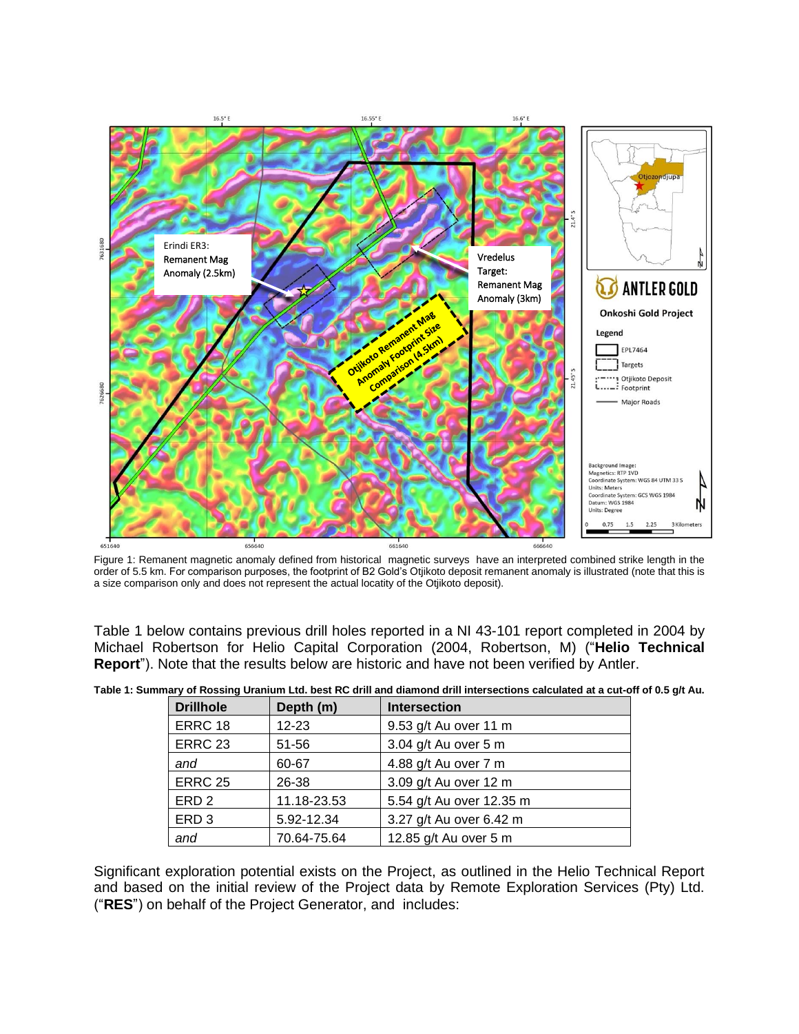Figure 1: Remanent magnetic anomaly defined from historical magnetic surveys have an interpreted combined strike length in the order of 5.5 km. For comparison purposes, the footprint of B2 Gold's Otjikoto deposit remanent anomaly is illustrated (note that this is a size comparison only and does not represent the actual locatity of the Otjikoto deposit).

Table 1 below contains previous drill holes reported in a NI 43-101 report completed in 2004 by Michael Robertson for Helio Capital Corporation (2004, Robertson, M) ("**Helio Technical Report**"). Note that the results below are historic and have not been verified by Antler.

**Table 1: Summary of Rossing Uranium Ltd. best RC drill and diamond drill intersections calculated at a cut-off of 0.5 g/t Au.**

| Drillhole | Depth (m) | Intersection |
|---|---|---|
| ERRC 18 | 12-23 | 9.53 g/t Au over 11 m |
| ERRC 23 | 51-56 | 3.04 g/t Au over 5 m |
| *and* | 60-67 | 4.88 g/t Au over 7 m |
| ERRC 25 | 26-38 | 3.09 g/t Au over 12 m |
| ERD 2 | 11.18-23.53 | 5.54 g/t Au over 12.35 m |
| ERD 3 | 5.92-12.34 | 3.27 g/t Au over 6.42 m |
| *and* | 70.64-75.64 | 12.85 g/t Au over 5 m |

Significant exploration potential exists on the Project, as outlined in the Helio Technical Report and based on the initial review of the Project data by Remote Exploration Services (Pty) Ltd. ("**RES**") on behalf of the Project Generator, and includes: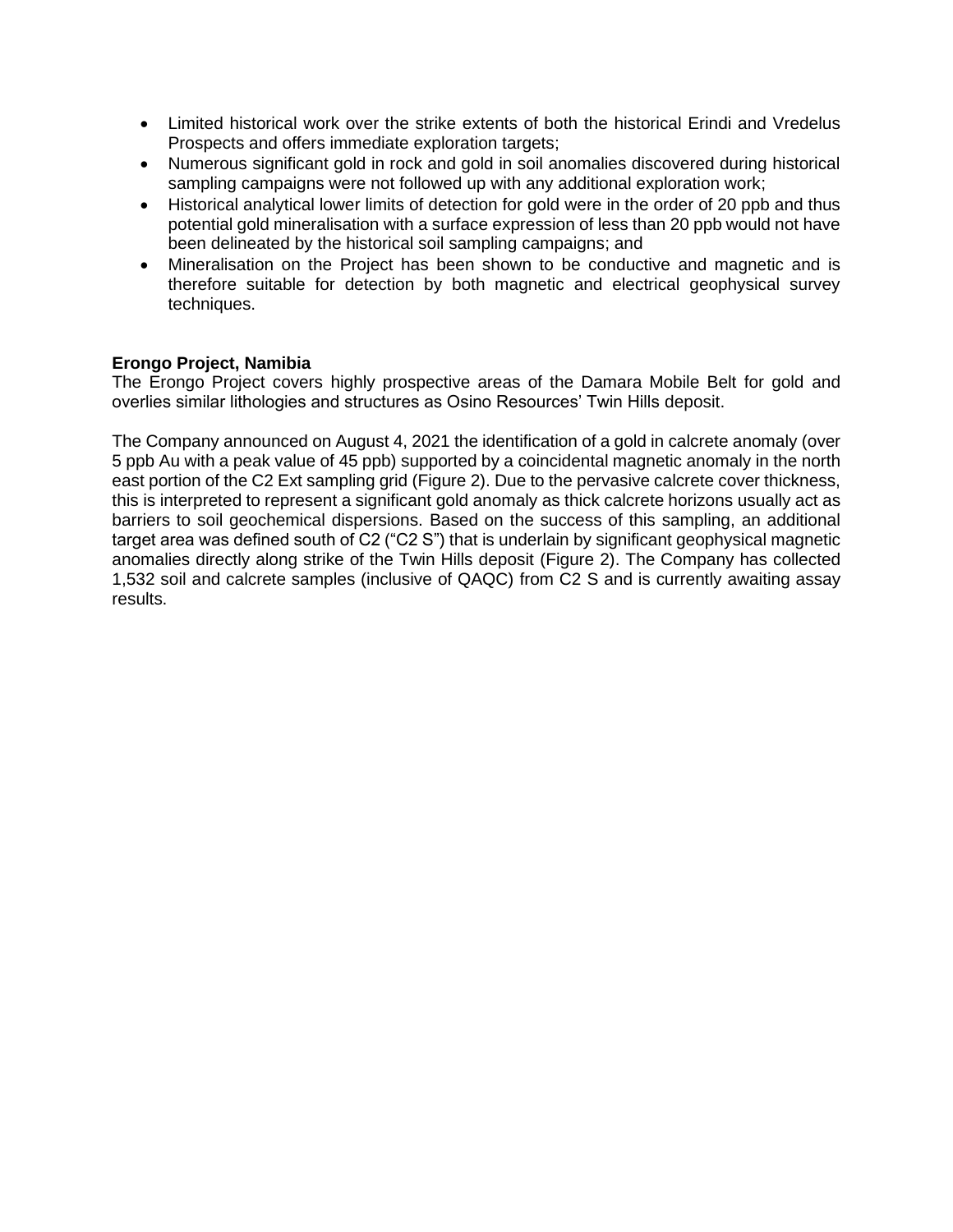- Limited historical work over the strike extents of both the historical Erindi and Vredelus Prospects and offers immediate exploration targets;
- Numerous significant gold in rock and gold in soil anomalies discovered during historical sampling campaigns were not followed up with any additional exploration work;
- Historical analytical lower limits of detection for gold were in the order of 20 ppb and thus potential gold mineralisation with a surface expression of less than 20 ppb would not have been delineated by the historical soil sampling campaigns; and
- Mineralisation on the Project has been shown to be conductive and magnetic and is therefore suitable for detection by both magnetic and electrical geophysical survey techniques.

**Erongo Project, Namibia**

The Erongo Project covers highly prospective areas of the Damara Mobile Belt for gold and overlies similar lithologies and structures as Osino Resources' Twin Hills deposit.

The Company announced on August 4, 2021 the identification of a gold in calcrete anomaly (over 5 ppb Au with a peak value of 45 ppb) supported by a coincidental magnetic anomaly in the north east portion of the C2 Ext sampling grid (Figure 2). Due to the pervasive calcrete cover thickness, this is interpreted to represent a significant gold anomaly as thick calcrete horizons usually act as barriers to soil geochemical dispersions. Based on the success of this sampling, an additional target area was defined south of C2 ("C2 S") that is underlain by significant geophysical magnetic anomalies directly along strike of the Twin Hills deposit (Figure 2). The Company has collected 1,532 soil and calcrete samples (inclusive of QAQC) from C2 S and is currently awaiting assay results.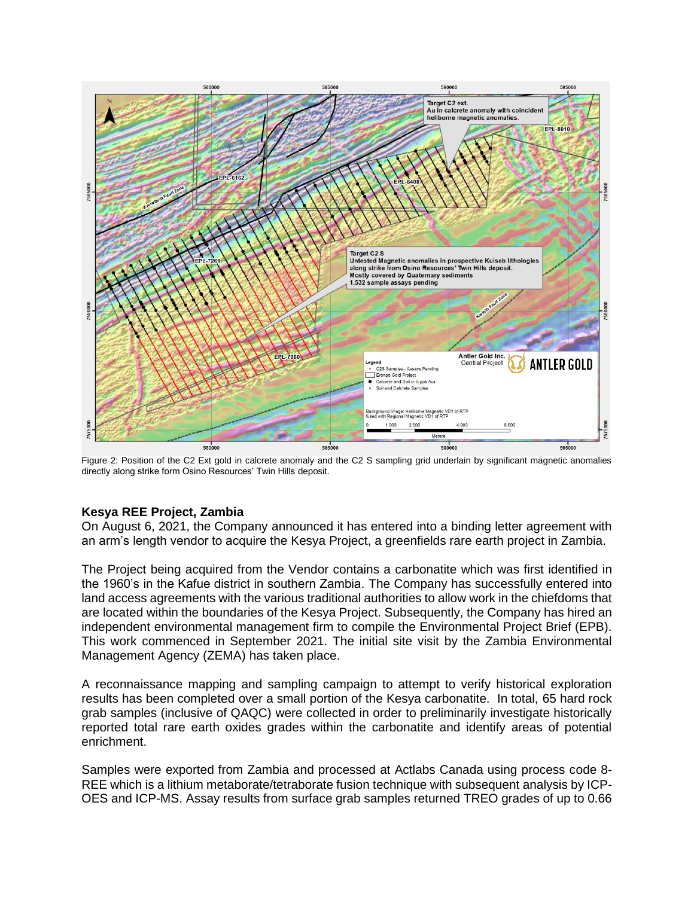Figure 2: Position of the C2 Ext gold in calcrete anomaly and the C2 S sampling grid underlain by significant magnetic anomalies directly along strike form Osino Resources' Twin Hills deposit.

### Kesya REE Project, Zambia

On August 6, 2021, the Company announced it has entered into a binding letter agreement with an arm's length vendor to acquire the Kesya Project, a greenfields rare earth project in Zambia.

The Project being acquired from the Vendor contains a carbonatite which was first identified in the 1960's in the Kafue district in southern Zambia. The Company has successfully entered into land access agreements with the various traditional authorities to allow work in the chiefdoms that are located within the boundaries of the Kesya Project. Subsequently, the Company has hired an independent environmental management firm to compile the Environmental Project Brief (EPB). This work commenced in September 2021. The initial site visit by the Zambia Environmental Management Agency (ZEMA) has taken place.

A reconnaissance mapping and sampling campaign to attempt to verify historical exploration results has been completed over a small portion of the Kesya carbonatite. In total, 65 hard rock grab samples (inclusive of QAQC) were collected in order to preliminarily investigate historically reported total rare earth oxides grades within the carbonatite and identify areas of potential enrichment.

Samples were exported from Zambia and processed at Actlabs Canada using process code 8-REE which is a lithium metaborate/tetraborate fusion technique with subsequent analysis by ICP-OES and ICP-MS. Assay results from surface grab samples returned TREO grades of up to 0.66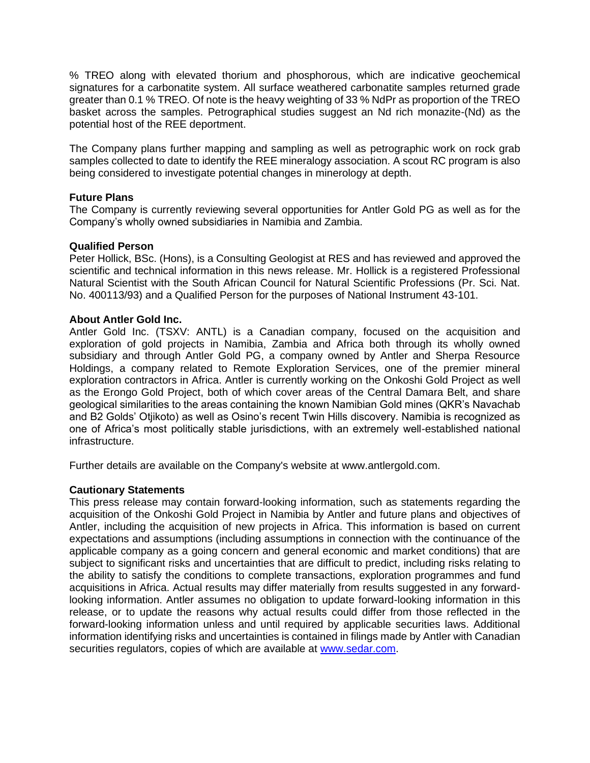% TREO along with elevated thorium and phosphorous, which are indicative geochemical signatures for a carbonatite system. All surface weathered carbonatite samples returned grade greater than 0.1 % TREO. Of note is the heavy weighting of 33 % NdPr as proportion of the TREO basket across the samples. Petrographical studies suggest an Nd rich monazite-(Nd) as the potential host of the REE deportment.

The Company plans further mapping and sampling as well as petrographic work on rock grab samples collected to date to identify the REE mineralogy association. A scout RC program is also being considered to investigate potential changes in minerology at depth.

**Future Plans**

The Company is currently reviewing several opportunities for Antler Gold PG as well as for the Company's wholly owned subsidiaries in Namibia and Zambia.

**Qualified Person**

Peter Hollick, BSc. (Hons), is a Consulting Geologist at RES and has reviewed and approved the scientific and technical information in this news release. Mr. Hollick is a registered Professional Natural Scientist with the South African Council for Natural Scientific Professions (Pr. Sci. Nat. No. 400113/93) and a Qualified Person for the purposes of National Instrument 43-101.

**About Antler Gold Inc.**

Antler Gold Inc. (TSXV: ANTL) is a Canadian company, focused on the acquisition and exploration of gold projects in Namibia, Zambia and Africa both through its wholly owned subsidiary and through Antler Gold PG, a company owned by Antler and Sherpa Resource Holdings, a company related to Remote Exploration Services, one of the premier mineral exploration contractors in Africa. Antler is currently working on the Onkoshi Gold Project as well as the Erongo Gold Project, both of which cover areas of the Central Damara Belt, and share geological similarities to the areas containing the known Namibian Gold mines (QKR's Navachab and B2 Golds' Otjikoto) as well as Osino's recent Twin Hills discovery. Namibia is recognized as one of Africa's most politically stable jurisdictions, with an extremely well-established national infrastructure.

Further details are available on the Company's website at www.antlergold.com.

**Cautionary Statements**

This press release may contain forward-looking information, such as statements regarding the acquisition of the Onkoshi Gold Project in Namibia by Antler and future plans and objectives of Antler, including the acquisition of new projects in Africa. This information is based on current expectations and assumptions (including assumptions in connection with the continuance of the applicable company as a going concern and general economic and market conditions) that are subject to significant risks and uncertainties that are difficult to predict, including risks relating to the ability to satisfy the conditions to complete transactions, exploration programmes and fund acquisitions in Africa. Actual results may differ materially from results suggested in any forward-looking information. Antler assumes no obligation to update forward-looking information in this release, or to update the reasons why actual results could differ from those reflected in the forward-looking information unless and until required by applicable securities laws. Additional information identifying risks and uncertainties is contained in filings made by Antler with Canadian securities regulators, copies of which are available at www.sedar.com.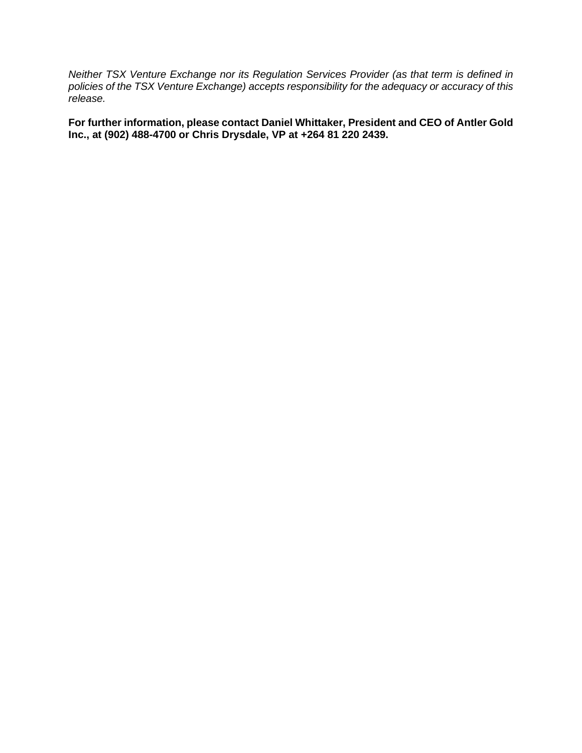*Neither TSX Venture Exchange nor its Regulation Services Provider (as that term is defined in policies of the TSX Venture Exchange) accepts responsibility for the adequacy or accuracy of this release.*

**For further information, please contact Daniel Whittaker, President and CEO of Antler Gold Inc., at (902) 488-4700 or Chris Drysdale, VP at +264 81 220 2439.**